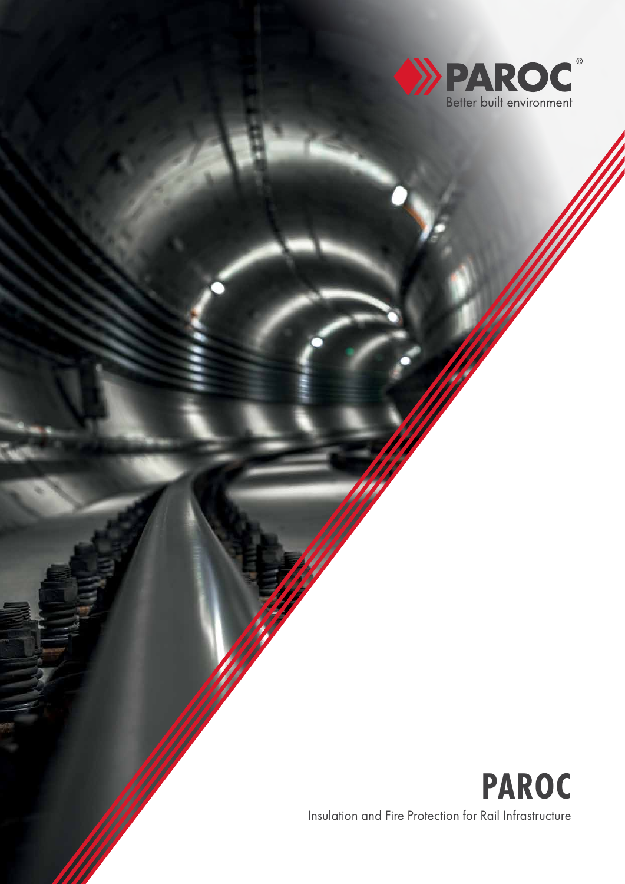PAROC®

Better built environment

# PAROC

Insulation and Fire Protection for Rail Infrastructure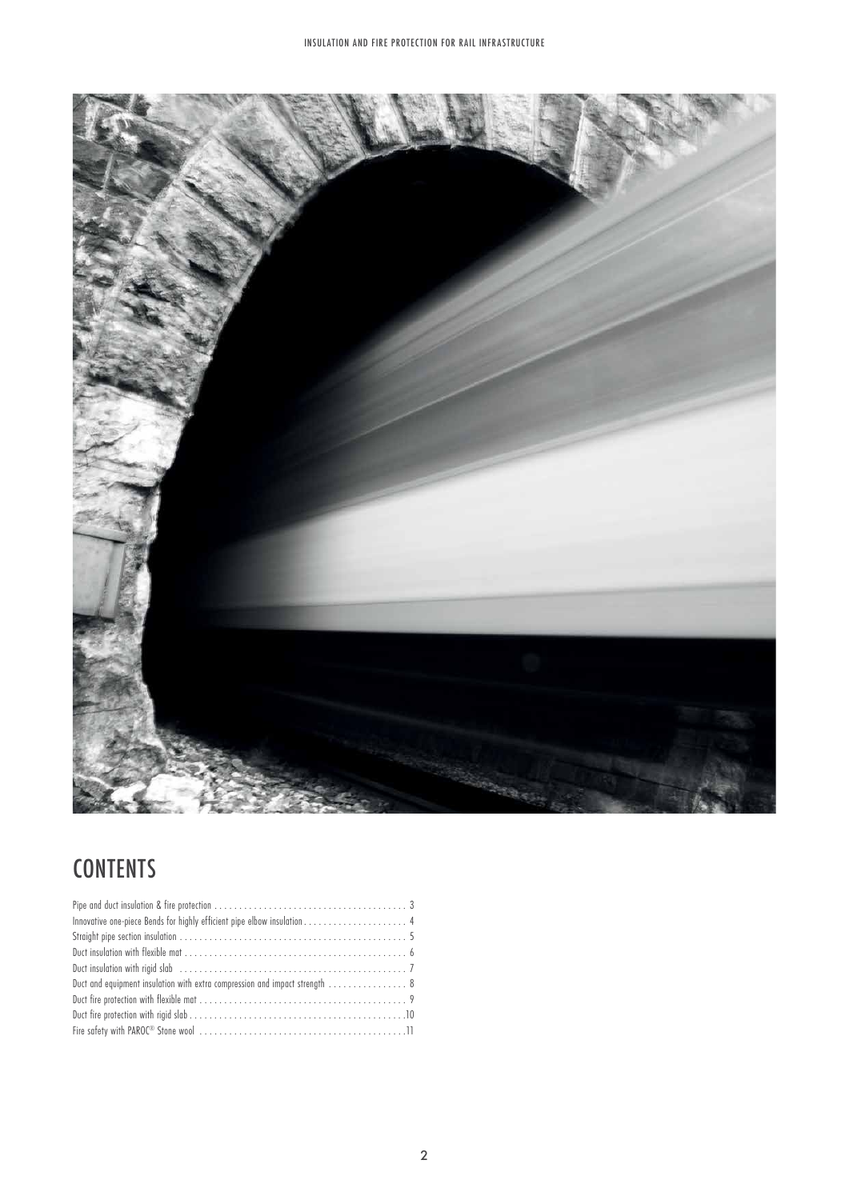# CONTENTS

Pipe and duct insulation & fire protection . . . . . . . . . . . . . . . . . . . . . . . . . . . . . . . . . . . . . . 3
Innovative one-piece Bends for highly efficient pipe elbow insulation . . . . . . . . . . . . . . . . . . . . 4
Straight pipe section insulation . . . . . . . . . . . . . . . . . . . . . . . . . . . . . . . . . . . . . . . . . . . . . 5
Duct insulation with flexible mat . . . . . . . . . . . . . . . . . . . . . . . . . . . . . . . . . . . . . . . . . . . . 6
Duct insulation with rigid slab . . . . . . . . . . . . . . . . . . . . . . . . . . . . . . . . . . . . . . . . . . . . . 7
Duct and equipment insulation with extra compression and impact strength . . . . . . . . . . . . . . . . 8
Duct fire protection with flexible mat . . . . . . . . . . . . . . . . . . . . . . . . . . . . . . . . . . . . . . . . . 9
Duct fire protection with rigid slab . . . . . . . . . . . . . . . . . . . . . . . . . . . . . . . . . . . . . . . . . . . 10
Fire safety with PAROC® Stone wool . . . . . . . . . . . . . . . . . . . . . . . . . . . . . . . . . . . . . . . . . 11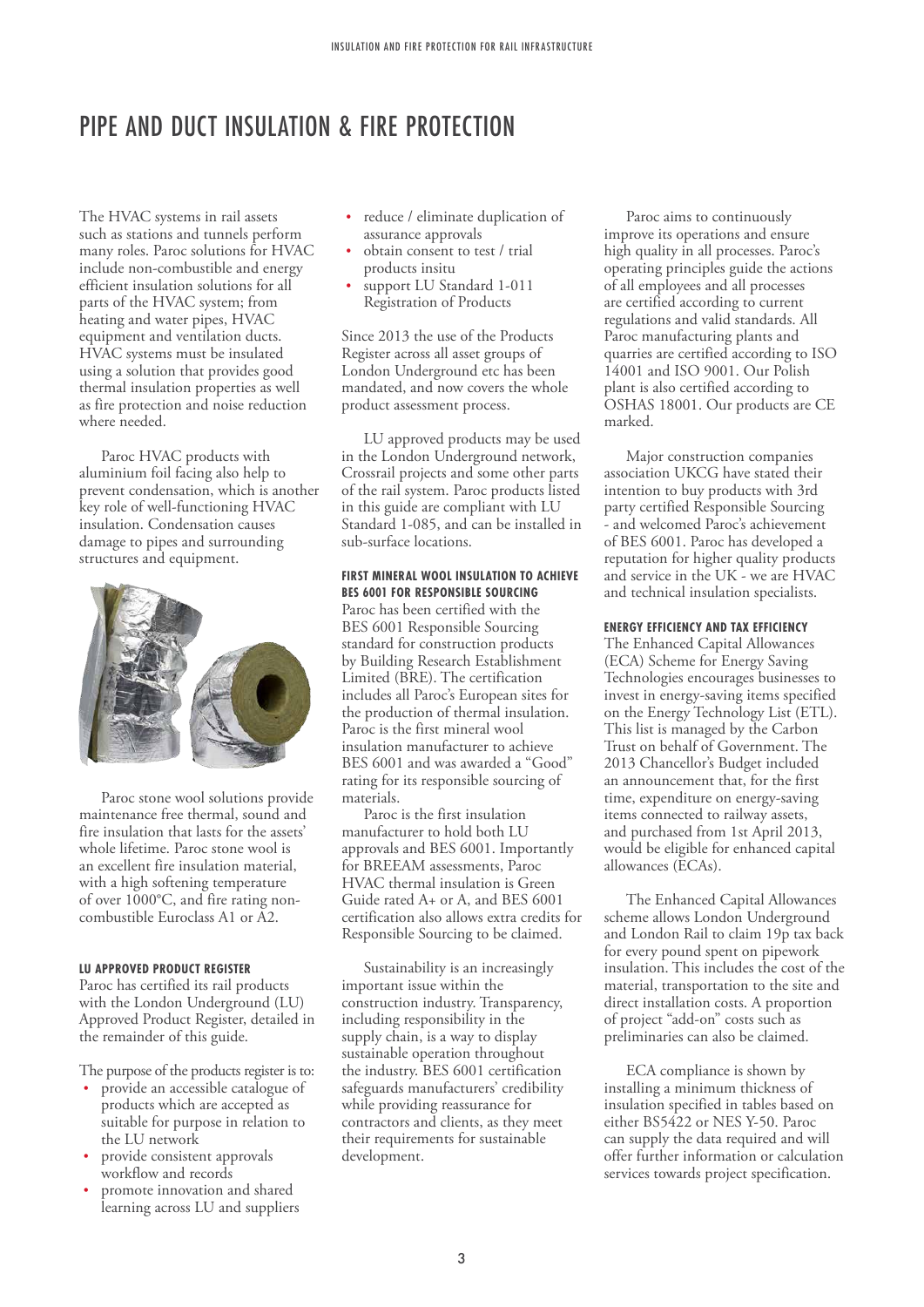# PIPE AND DUCT INSULATION & FIRE PROTECTION

The HVAC systems in rail assets such as stations and tunnels perform many roles. Paroc solutions for HVAC include non-combustible and energy efficient insulation solutions for all parts of the HVAC system; from heating and water pipes, HVAC equipment and ventilation ducts. HVAC systems must be insulated using a solution that provides good thermal insulation properties as well as fire protection and noise reduction where needed.

Paroc HVAC products with aluminium foil facing also help to prevent condensation, which is another key role of well-functioning HVAC insulation. Condensation causes damage to pipes and surrounding structures and equipment.

Paroc stone wool solutions provide maintenance free thermal, sound and fire insulation that lasts for the assets' whole lifetime. Paroc stone wool is an excellent fire insulation material, with a high softening temperature of over 1000°C, and fire rating non-combustible Euroclass A1 or A2.

#### LU APPROVED PRODUCT REGISTER

Paroc has certified its rail products with the London Underground (LU) Approved Product Register, detailed in the remainder of this guide.

The purpose of the products register is to:

- provide an accessible catalogue of products which are accepted as suitable for purpose in relation to the LU network
- provide consistent approvals workflow and records
- promote innovation and shared learning across LU and suppliers
- reduce / eliminate duplication of assurance approvals
- obtain consent to test / trial products insitu
- support LU Standard 1-011 Registration of Products

Since 2013 the use of the Products Register across all asset groups of London Underground etc has been mandated, and now covers the whole product assessment process.

LU approved products may be used in the London Underground network, Crossrail projects and some other parts of the rail system. Paroc products listed in this guide are compliant with LU Standard 1-085, and can be installed in sub-surface locations.

#### FIRST MINERAL WOOL INSULATION TO ACHIEVE BES 6001 FOR RESPONSIBLE SOURCING

Paroc has been certified with the BES 6001 Responsible Sourcing standard for construction products by Building Research Establishment Limited (BRE). The certification includes all Paroc's European sites for the production of thermal insulation. Paroc is the first mineral wool insulation manufacturer to achieve BES 6001 and was awarded a "Good" rating for its responsible sourcing of materials.

Paroc is the first insulation manufacturer to hold both LU approvals and BES 6001. Importantly for BREEAM assessments, Paroc HVAC thermal insulation is Green Guide rated A+ or A, and BES 6001 certification also allows extra credits for Responsible Sourcing to be claimed.

Sustainability is an increasingly important issue within the construction industry. Transparency, including responsibility in the supply chain, is a way to display sustainable operation throughout the industry. BES 6001 certification safeguards manufacturers' credibility while providing reassurance for contractors and clients, as they meet their requirements for sustainable development.

Paroc aims to continuously improve its operations and ensure high quality in all processes. Paroc's operating principles guide the actions of all employees and all processes are certified according to current regulations and valid standards. All Paroc manufacturing plants and quarries are certified according to ISO 14001 and ISO 9001. Our Polish plant is also certified according to OSHAS 18001. Our products are CE marked.

Major construction companies association UKCG have stated their intention to buy products with 3rd party certified Responsible Sourcing - and welcomed Paroc's achievement of BES 6001. Paroc has developed a reputation for higher quality products and service in the UK - we are HVAC and technical insulation specialists.

#### ENERGY EFFICIENCY AND TAX EFFICIENCY

The Enhanced Capital Allowances (ECA) Scheme for Energy Saving Technologies encourages businesses to invest in energy-saving items specified on the Energy Technology List (ETL). This list is managed by the Carbon Trust on behalf of Government. The 2013 Chancellor's Budget included an announcement that, for the first time, expenditure on energy-saving items connected to railway assets, and purchased from 1st April 2013, would be eligible for enhanced capital allowances (ECAs).

The Enhanced Capital Allowances scheme allows London Underground and London Rail to claim 19p tax back for every pound spent on pipework insulation. This includes the cost of the material, transportation to the site and direct installation costs. A proportion of project "add-on" costs such as preliminaries can also be claimed.

ECA compliance is shown by installing a minimum thickness of insulation specified in tables based on either BS5422 or NES Y-50. Paroc can supply the data required and will offer further information or calculation services towards project specification.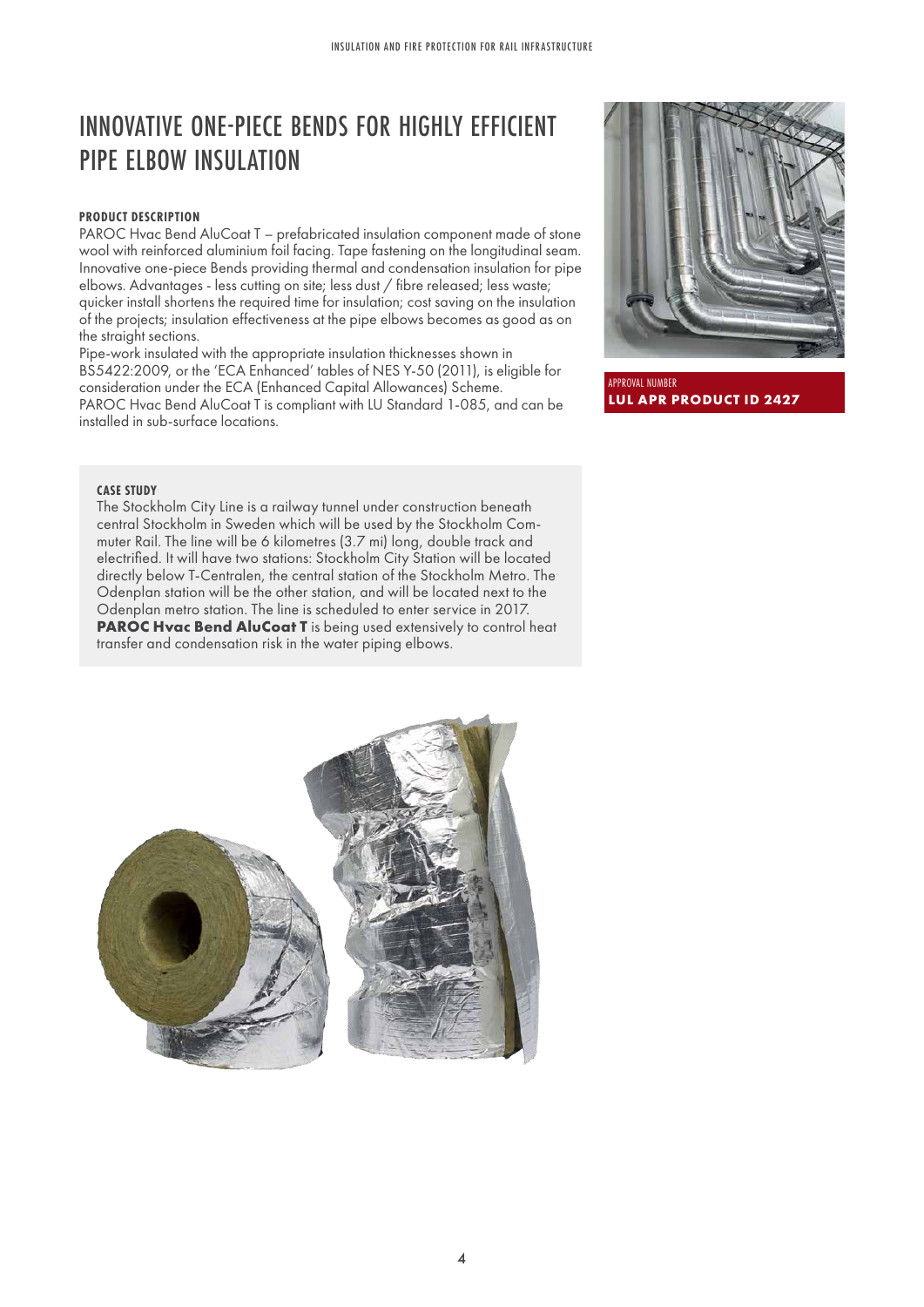# INNOVATIVE ONE-PIECE BENDS FOR HIGHLY EFFICIENT PIPE ELBOW INSULATION

**PRODUCT DESCRIPTION**

PAROC Hvac Bend AluCoat T – prefabricated insulation component made of stone wool with reinforced aluminium foil facing. Tape fastening on the longitudinal seam. Innovative one-piece Bends providing thermal and condensation insulation for pipe elbows. Advantages - less cutting on site; less dust / fibre released; less waste; quicker install shortens the required time for insulation; cost saving on the insulation of the projects; insulation effectiveness at the pipe elbows becomes as good as on the straight sections.

Pipe-work insulated with the appropriate insulation thicknesses shown in BS5422:2009, or the 'ECA Enhanced' tables of NES Y-50 (2011), is eligible for consideration under the ECA (Enhanced Capital Allowances) Scheme.

PAROC Hvac Bend AluCoat T is compliant with LU Standard 1-085, and can be installed in sub-surface locations.

APPROVAL NUMBER

**LUL APR PRODUCT ID 2427**

**CASE STUDY**

The Stockholm City Line is a railway tunnel under construction beneath central Stockholm in Sweden which will be used by the Stockholm Commuter Rail. The line will be 6 kilometres (3.7 mi) long, double track and electrified. It will have two stations: Stockholm City Station will be located directly below T-Centralen, the central station of the Stockholm Metro. The Odenplan station will be the other station, and will be located next to the Odenplan metro station. The line is scheduled to enter service in 2017. **PAROC Hvac Bend AluCoat T** is being used extensively to control heat transfer and condensation risk in the water piping elbows.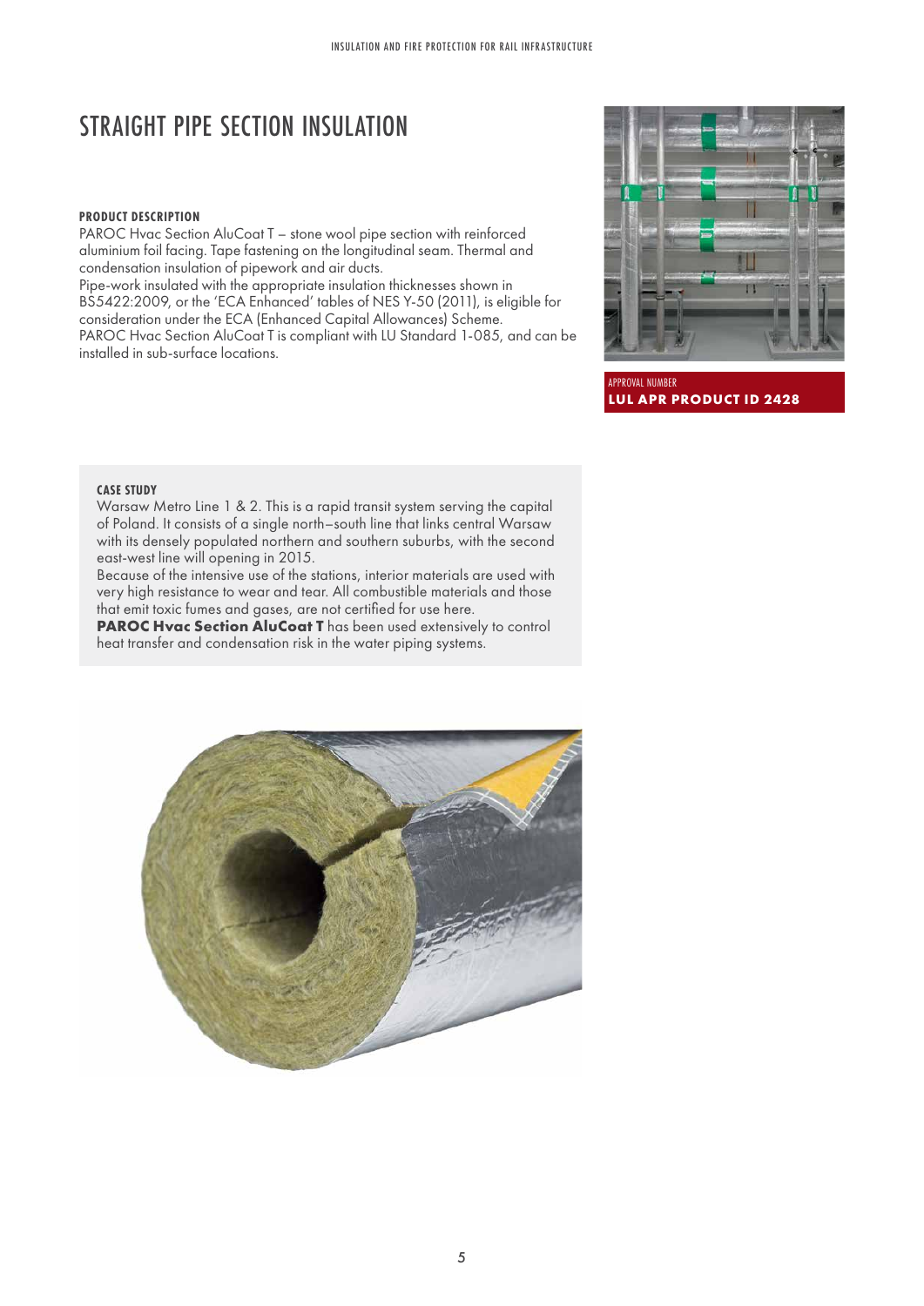# STRAIGHT PIPE SECTION INSULATION

**PRODUCT DESCRIPTION**

PAROC Hvac Section AluCoat T – stone wool pipe section with reinforced aluminium foil facing. Tape fastening on the longitudinal seam. Thermal and condensation insulation of pipework and air ducts.

Pipe-work insulated with the appropriate insulation thicknesses shown in BS5422:2009, or the 'ECA Enhanced' tables of NES Y-50 (2011), is eligible for consideration under the ECA (Enhanced Capital Allowances) Scheme.

PAROC Hvac Section AluCoat T is compliant with LU Standard 1-085, and can be installed in sub-surface locations.

APPROVAL NUMBER
**LUL APR PRODUCT ID 2428**

**CASE STUDY**

Warsaw Metro Line 1 & 2. This is a rapid transit system serving the capital of Poland. It consists of a single north–south line that links central Warsaw with its densely populated northern and southern suburbs, with the second east-west line will opening in 2015.

Because of the intensive use of the stations, interior materials are used with very high resistance to wear and tear. All combustible materials and those that emit toxic fumes and gases, are not certified for use here.

**PAROC Hvac Section AluCoat T** has been used extensively to control heat transfer and condensation risk in the water piping systems.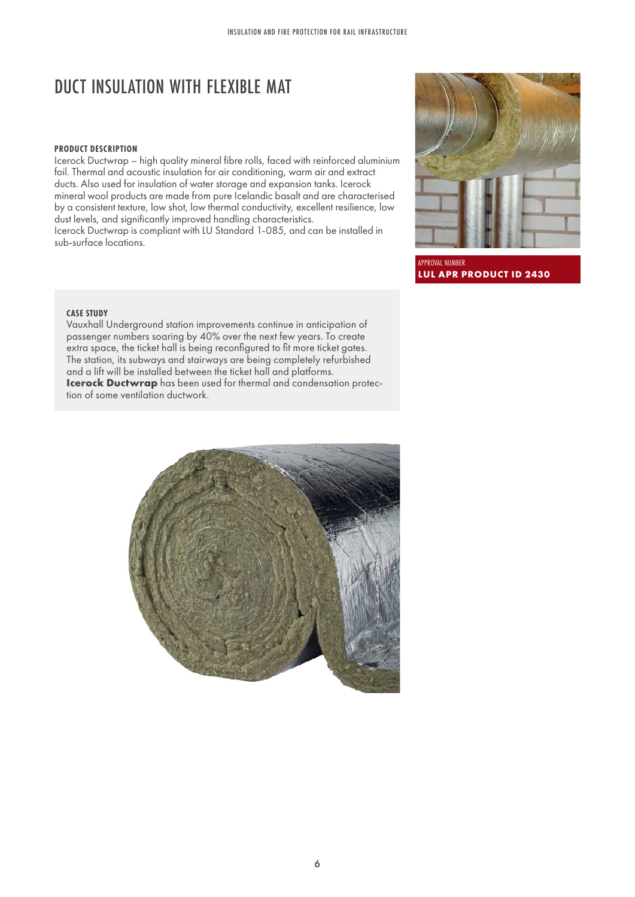# DUCT INSULATION WITH FLEXIBLE MAT

**PRODUCT DESCRIPTION**

Icerock Ductwrap – high quality mineral fibre rolls, faced with reinforced aluminium foil. Thermal and acoustic insulation for air conditioning, warm air and extract ducts. Also used for insulation of water storage and expansion tanks. Icerock mineral wool products are made from pure Icelandic basalt and are characterised by a consistent texture, low shot, low thermal conductivity, excellent resilience, low dust levels, and significantly improved handling characteristics.
Icerock Ductwrap is compliant with LU Standard 1-085, and can be installed in sub-surface locations.

APPROVAL NUMBER
**LUL APR PRODUCT ID 2430**

**CASE STUDY**

Vauxhall Underground station improvements continue in anticipation of passenger numbers soaring by 40% over the next few years. To create extra space, the ticket hall is being reconfigured to fit more ticket gates. The station, its subways and stairways are being completely refurbished and a lift will be installed between the ticket hall and platforms.
**Icerock Ductwrap** has been used for thermal and condensation protection of some ventilation ductwork.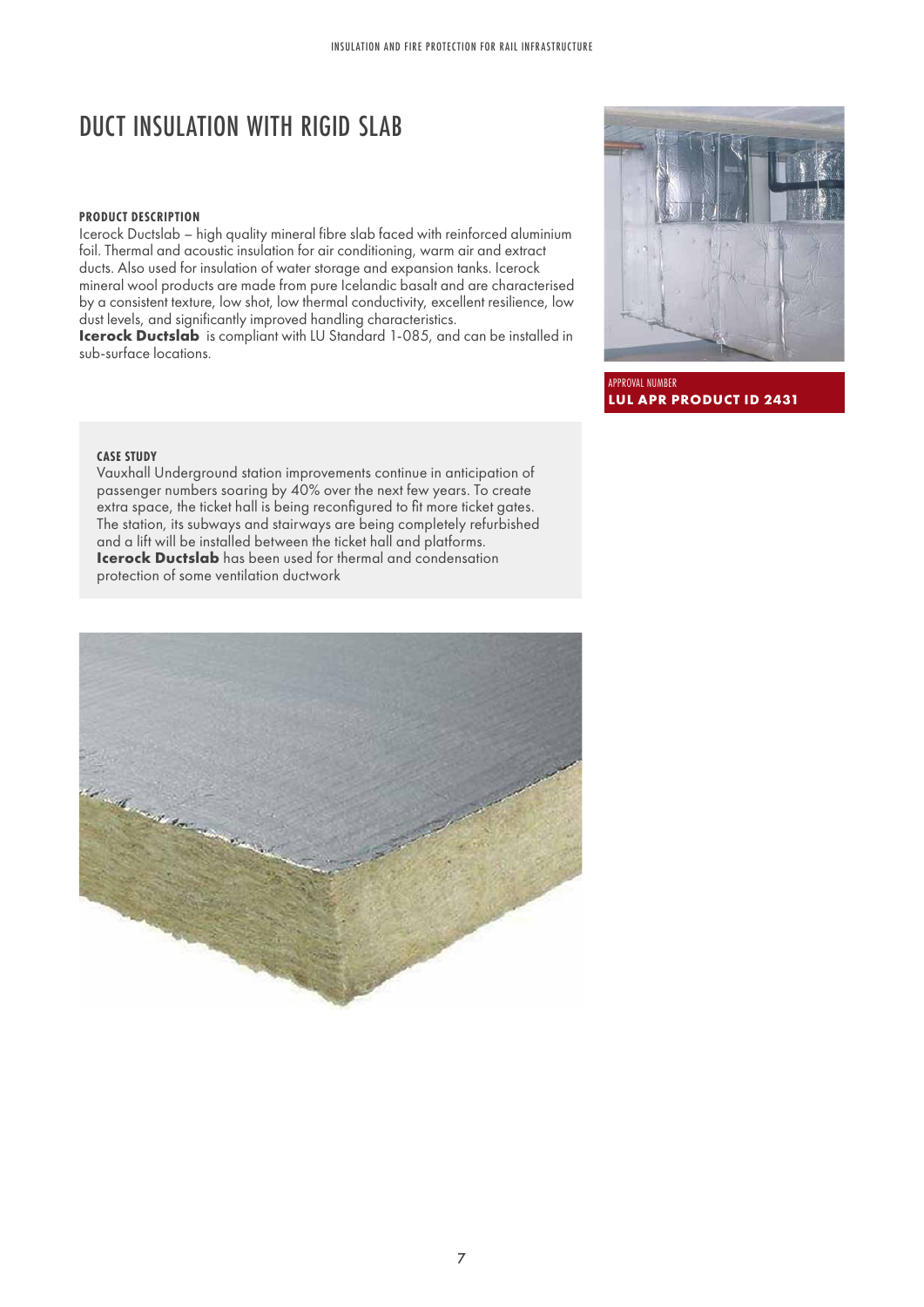# DUCT INSULATION WITH RIGID SLAB

### PRODUCT DESCRIPTION

Icerock Ductslab – high quality mineral fibre slab faced with reinforced aluminium foil. Thermal and acoustic insulation for air conditioning, warm air and extract ducts. Also used for insulation of water storage and expansion tanks. Icerock mineral wool products are made from pure Icelandic basalt and are characterised by a consistent texture, low shot, low thermal conductivity, excellent resilience, low dust levels, and significantly improved handling characteristics.
**Icerock Ductslab** is compliant with LU Standard 1-085, and can be installed in sub-surface locations.

APPROVAL NUMBER
**LUL APR PRODUCT ID 2431**

### CASE STUDY

Vauxhall Underground station improvements continue in anticipation of passenger numbers soaring by 40% over the next few years. To create extra space, the ticket hall is being reconfigured to fit more ticket gates. The station, its subways and stairways are being completely refurbished and a lift will be installed between the ticket hall and platforms.
**Icerock Ductslab** has been used for thermal and condensation protection of some ventilation ductwork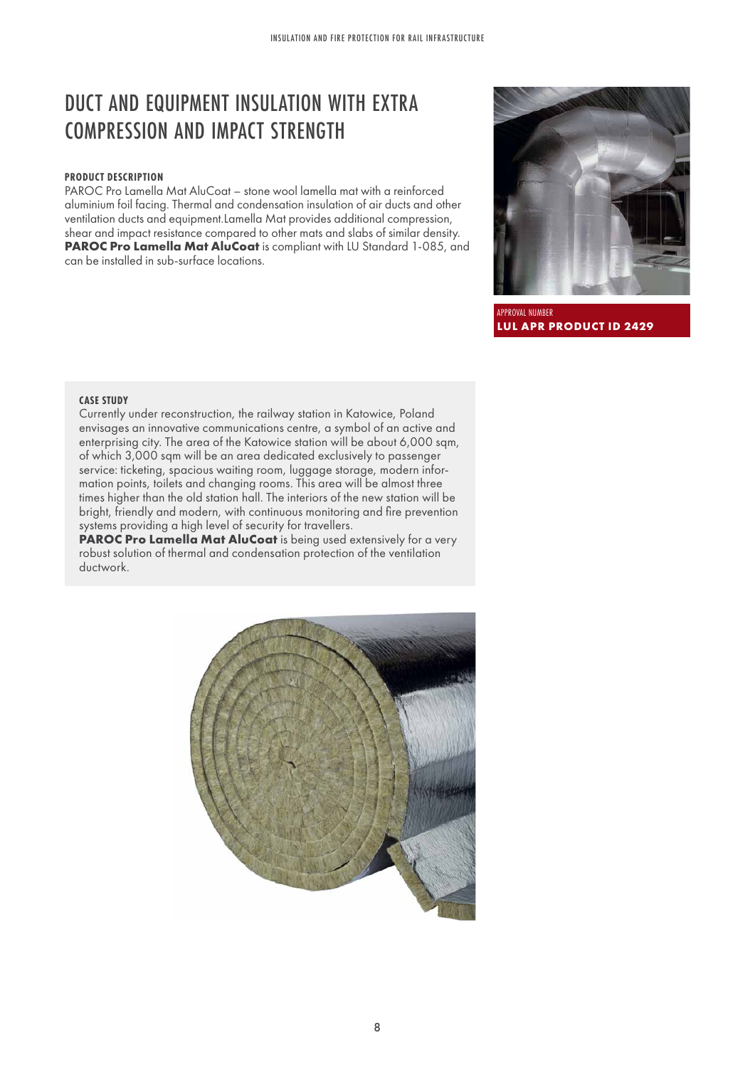# DUCT AND EQUIPMENT INSULATION WITH EXTRA COMPRESSION AND IMPACT STRENGTH

### PRODUCT DESCRIPTION

PAROC Pro Lamella Mat AluCoat – stone wool lamella mat with a reinforced aluminium foil facing. Thermal and condensation insulation of air ducts and other ventilation ducts and equipment.Lamella Mat provides additional compression, shear and impact resistance compared to other mats and slabs of similar density. **PAROC Pro Lamella Mat AluCoat** is compliant with LU Standard 1-085, and can be installed in sub-surface locations.

APPROVAL NUMBER
**LUL APR PRODUCT ID 2429**

### CASE STUDY

Currently under reconstruction, the railway station in Katowice, Poland envisages an innovative communications centre, a symbol of an active and enterprising city. The area of the Katowice station will be about 6,000 sqm, of which 3,000 sqm will be an area dedicated exclusively to passenger service: ticketing, spacious waiting room, luggage storage, modern information points, toilets and changing rooms. This area will be almost three times higher than the old station hall. The interiors of the new station will be bright, friendly and modern, with continuous monitoring and fire prevention systems providing a high level of security for travellers.

**PAROC Pro Lamella Mat AluCoat** is being used extensively for a very robust solution of thermal and condensation protection of the ventilation ductwork.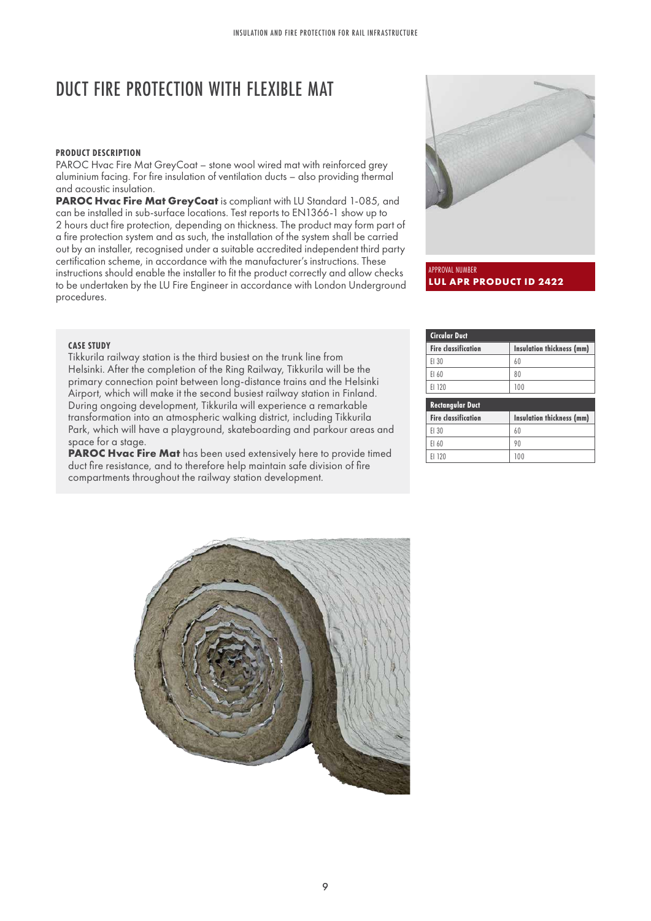# DUCT FIRE PROTECTION WITH FLEXIBLE MAT

### PRODUCT DESCRIPTION

PAROC Hvac Fire Mat GreyCoat – stone wool wired mat with reinforced grey aluminium facing. For fire insulation of ventilation ducts – also providing thermal and acoustic insulation.

**PAROC Hvac Fire Mat GreyCoat** is compliant with LU Standard 1-085, and can be installed in sub-surface locations. Test reports to EN1366-1 show up to 2 hours duct fire protection, depending on thickness. The product may form part of a fire protection system and as such, the installation of the system shall be carried out by an installer, recognised under a suitable accredited independent third party certification scheme, in accordance with the manufacturer's instructions. These instructions should enable the installer to fit the product correctly and allow checks to be undertaken by the LU Fire Engineer in accordance with London Underground procedures.

APPROVAL NUMBER
**LUL APR PRODUCT ID 2422**

### CASE STUDY

Tikkurila railway station is the third busiest on the trunk line from Helsinki. After the completion of the Ring Railway, Tikkurila will be the primary connection point between long-distance trains and the Helsinki Airport, which will make it the second busiest railway station in Finland. During ongoing development, Tikkurila will experience a remarkable transformation into an atmospheric walking district, including Tikkurila Park, which will have a playground, skateboarding and parkour areas and space for a stage.

**PAROC Hvac Fire Mat** has been used extensively here to provide timed duct fire resistance, and to therefore help maintain safe division of fire compartments throughout the railway station development.

**Circular Duct**

| Fire classification | Insulation thickness (mm) |
|---|---|
| EI 30 | 60 |
| EI 60 | 80 |
| EI 120 | 100 |

**Rectangular Duct**

| Fire classification | Insulation thickness (mm) |
|---|---|
| EI 30 | 60 |
| EI 60 | 90 |
| EI 120 | 100 |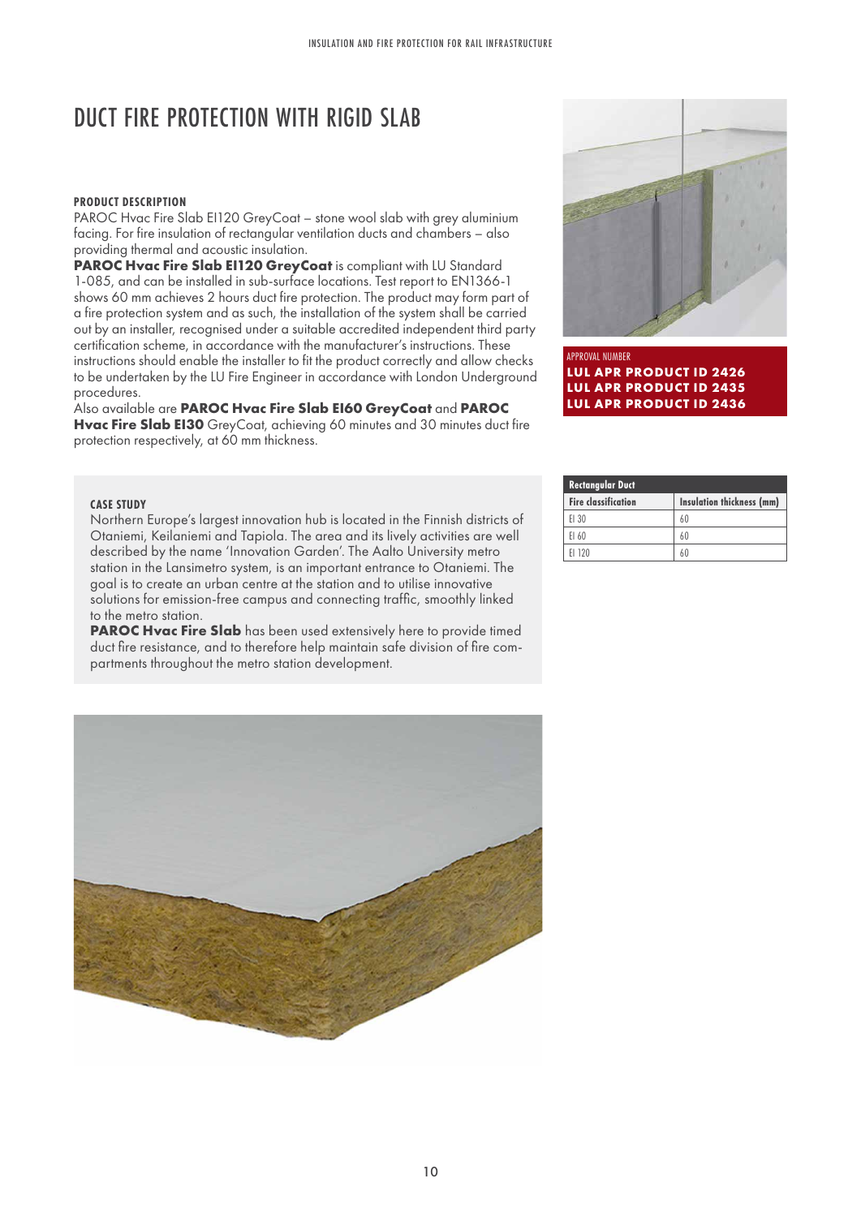# DUCT FIRE PROTECTION WITH RIGID SLAB

### PRODUCT DESCRIPTION

PAROC Hvac Fire Slab EI120 GreyCoat – stone wool slab with grey aluminium facing. For fire insulation of rectangular ventilation ducts and chambers – also providing thermal and acoustic insulation.

**PAROC Hvac Fire Slab EI120 GreyCoat** is compliant with LU Standard 1-085, and can be installed in sub-surface locations. Test report to EN1366-1 shows 60 mm achieves 2 hours duct fire protection. The product may form part of a fire protection system and as such, the installation of the system shall be carried out by an installer, recognised under a suitable accredited independent third party certification scheme, in accordance with the manufacturer's instructions. These instructions should enable the installer to fit the product correctly and allow checks to be undertaken by the LU Fire Engineer in accordance with London Underground procedures.

Also available are **PAROC Hvac Fire Slab EI60 GreyCoat** and **PAROC Hvac Fire Slab EI30** GreyCoat, achieving 60 minutes and 30 minutes duct fire protection respectively, at 60 mm thickness.

APPROVAL NUMBER

**LUL APR PRODUCT ID 2426**
**LUL APR PRODUCT ID 2435**
**LUL APR PRODUCT ID 2436**

### CASE STUDY

Northern Europe's largest innovation hub is located in the Finnish districts of Otaniemi, Keilaniemi and Tapiola. The area and its lively activities are well described by the name 'Innovation Garden'. The Aalto University metro station in the Lansimetro system, is an important entrance to Otaniemi. The goal is to create an urban centre at the station and to utilise innovative solutions for emission-free campus and connecting traffic, smoothly linked to the metro station.

**PAROC Hvac Fire Slab** has been used extensively here to provide timed duct fire resistance, and to therefore help maintain safe division of fire compartments throughout the metro station development.

| Rectangular Duct | |
|---|---|
| **Fire classification** | **Insulation thickness (mm)** |
| EI 30 | 60 |
| EI 60 | 60 |
| EI 120 | 60 |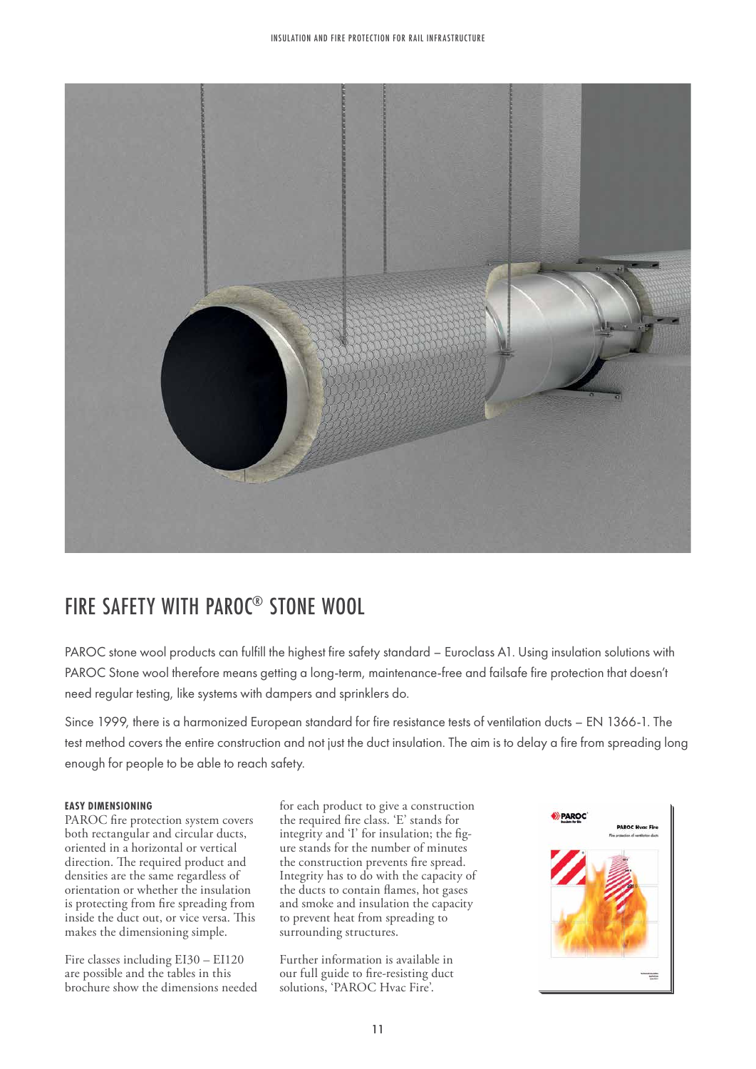# FIRE SAFETY WITH PAROC® STONE WOOL

PAROC stone wool products can fulfill the highest fire safety standard – Euroclass A1. Using insulation solutions with PAROC Stone wool therefore means getting a long-term, maintenance-free and failsafe fire protection that doesn't need regular testing, like systems with dampers and sprinklers do.

Since 1999, there is a harmonized European standard for fire resistance tests of ventilation ducts – EN 1366-1. The test method covers the entire construction and not just the duct insulation. The aim is to delay a fire from spreading long enough for people to be able to reach safety.

**EASY DIMENSIONING**

PAROC fire protection system covers both rectangular and circular ducts, oriented in a horizontal or vertical direction. The required product and densities are the same regardless of orientation or whether the insulation is protecting from fire spreading from inside the duct out, or vice versa. This makes the dimensioning simple.

Fire classes including EI30 – EI120 are possible and the tables in this brochure show the dimensions needed for each product to give a construction the required fire class. 'E' stands for integrity and 'I' for insulation; the figure stands for the number of minutes the construction prevents fire spread. Integrity has to do with the capacity of the ducts to contain flames, hot gases and smoke and insulation the capacity to prevent heat from spreading to surrounding structures.

Further information is available in our full guide to fire-resisting duct solutions, 'PAROC Hvac Fire'.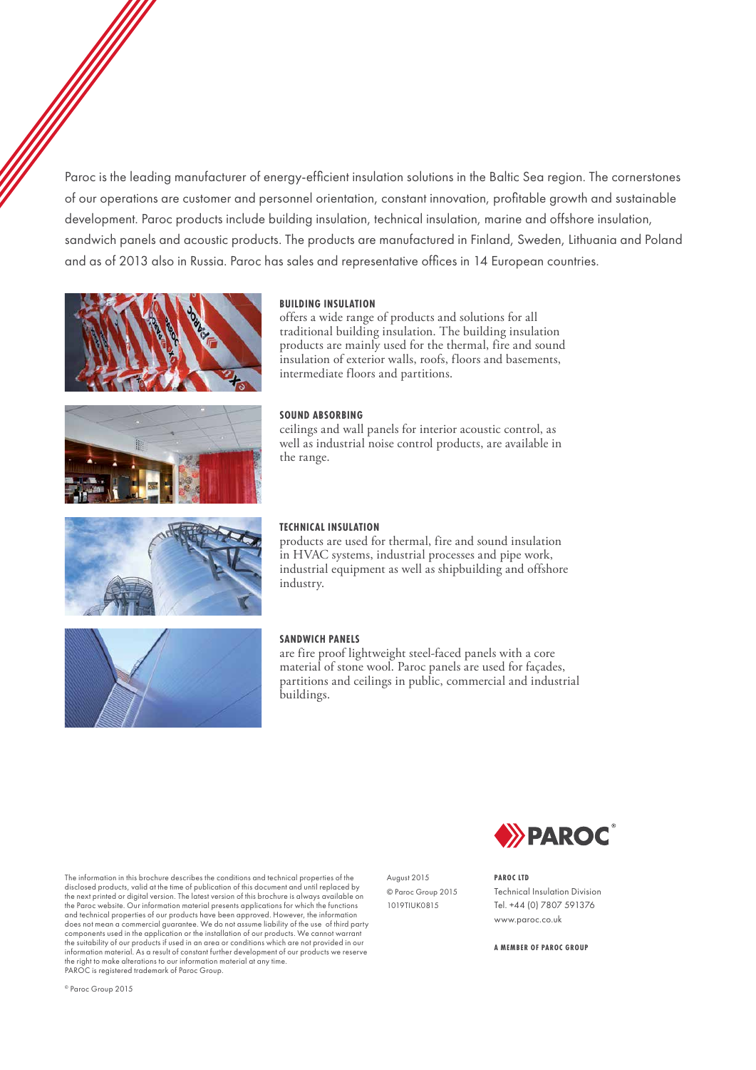Paroc is the leading manufacturer of energy-efficient insulation solutions in the Baltic Sea region. The cornerstones of our operations are customer and personnel orientation, constant innovation, profitable growth and sustainable development. Paroc products include building insulation, technical insulation, marine and offshore insulation, sandwich panels and acoustic products. The products are manufactured in Finland, Sweden, Lithuania and Poland and as of 2013 also in Russia. Paroc has sales and representative offices in 14 European countries.

**BUILDING INSULATION**
offers a wide range of products and solutions for all traditional building insulation. The building insulation products are mainly used for the thermal, fire and sound insulation of exterior walls, roofs, floors and basements, intermediate floors and partitions.

**SOUND ABSORBING**
ceilings and wall panels for interior acoustic control, as well as industrial noise control products, are available in the range.

**TECHNICAL INSULATION**
products are used for thermal, fire and sound insulation in HVAC systems, industrial processes and pipe work, industrial equipment as well as shipbuilding and offshore industry.

**SANDWICH PANELS**
are fire proof lightweight steel-faced panels with a core material of stone wool. Paroc panels are used for façades, partitions and ceilings in public, commercial and industrial buildings.

PAROC®

The information in this brochure describes the conditions and technical properties of the disclosed products, valid at the time of publication of this document and until replaced by the next printed or digital version. The latest version of this brochure is always available on the Paroc website. Our information material presents applications for which the functions and technical properties of our products have been approved. However, the information does not mean a commercial guarantee. We do not assume liability of the use of third party components used in the application or the installation of our products. We cannot warrant the suitability of our products if used in an area or conditions which are not provided in our information material. As a result of constant further development of our products we reserve the right to make alterations to our information material at any time.
PAROC is registered trademark of Paroc Group.

August 2015
© Paroc Group 2015
1019TIUK0815

**PAROC LTD**
Technical Insulation Division
Tel. +44 (0) 7807 591376
www.paroc.co.uk

**A MEMBER OF PAROC GROUP**

© Paroc Group 2015